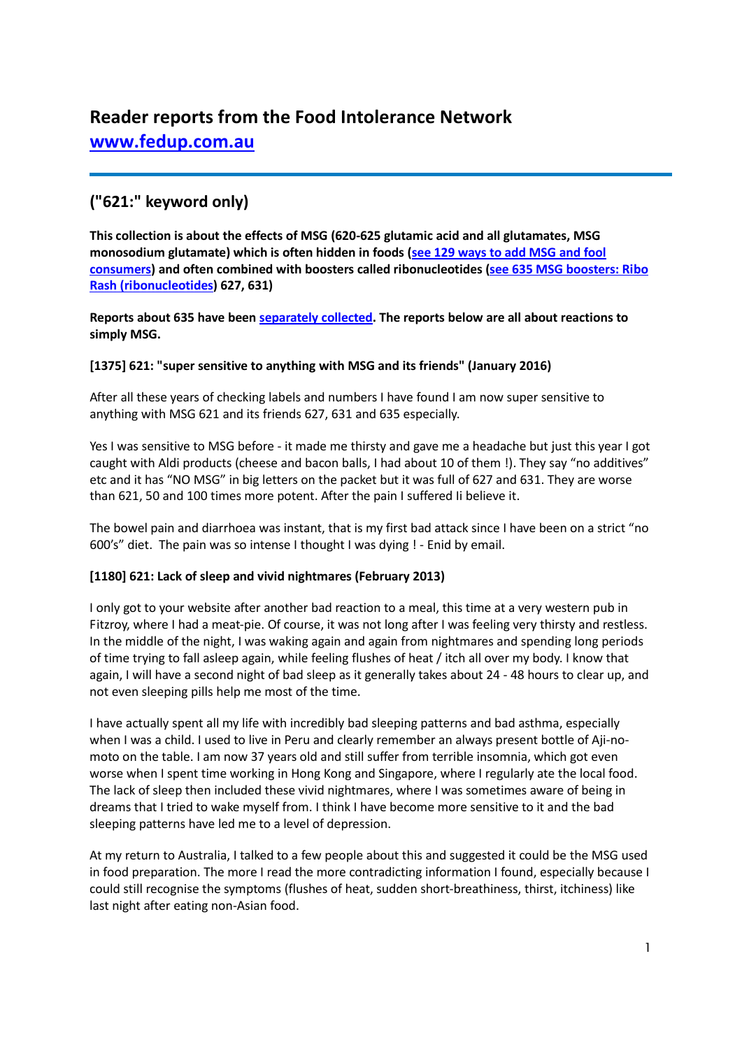# Reader reports from the Food Intolerance Network

[www.fedup.com.au](www.fedup.com.au)

## ("621:" keyword only)

**This collection is about the effects of MSG (620-625 glutamic acid and all glutamates, MSG monosodium glutamate) which is often hidden in foods ([see 129 ways to add MSG and fool consumers]()) and often combined with boosters called ribonucleotides ([see 635 MSG boosters: Ribo Rash (ribonucleotides)]()) 627, 631)**

**Reports about 635 have been [separately collected](). The reports below are all about reactions to simply MSG.**

**[1375] 621: "super sensitive to anything with MSG and its friends" (January 2016)**

After all these years of checking labels and numbers I have found I am now super sensitive to anything with MSG 621 and its friends 627, 631 and 635 especially.

Yes I was sensitive to MSG before - it made me thirsty and gave me a headache but just this year I got caught with Aldi products (cheese and bacon balls, I had about 10 of them !). They say "no additives" etc and it has "NO MSG" in big letters on the packet but it was full of 627 and 631. They are worse than 621, 50 and 100 times more potent. After the pain I suffered Ii believe it.

The bowel pain and diarrhoea was instant, that is my first bad attack since I have been on a strict "no 600's" diet. The pain was so intense I thought I was dying ! - Enid by email.

**[1180] 621: Lack of sleep and vivid nightmares (February 2013)**

I only got to your website after another bad reaction to a meal, this time at a very western pub in Fitzroy, where I had a meat-pie. Of course, it was not long after I was feeling very thirsty and restless. In the middle of the night, I was waking again and again from nightmares and spending long periods of time trying to fall asleep again, while feeling flushes of heat / itch all over my body. I know that again, I will have a second night of bad sleep as it generally takes about 24 - 48 hours to clear up, and not even sleeping pills help me most of the time.

I have actually spent all my life with incredibly bad sleeping patterns and bad asthma, especially when I was a child. I used to live in Peru and clearly remember an always present bottle of Aji-no-moto on the table. I am now 37 years old and still suffer from terrible insomnia, which got even worse when I spent time working in Hong Kong and Singapore, where I regularly ate the local food. The lack of sleep then included these vivid nightmares, where I was sometimes aware of being in dreams that I tried to wake myself from. I think I have become more sensitive to it and the bad sleeping patterns have led me to a level of depression.

At my return to Australia, I talked to a few people about this and suggested it could be the MSG used in food preparation. The more I read the more contradicting information I found, especially because I could still recognise the symptoms (flushes of heat, sudden short-breathiness, thirst, itchiness) like last night after eating non-Asian food.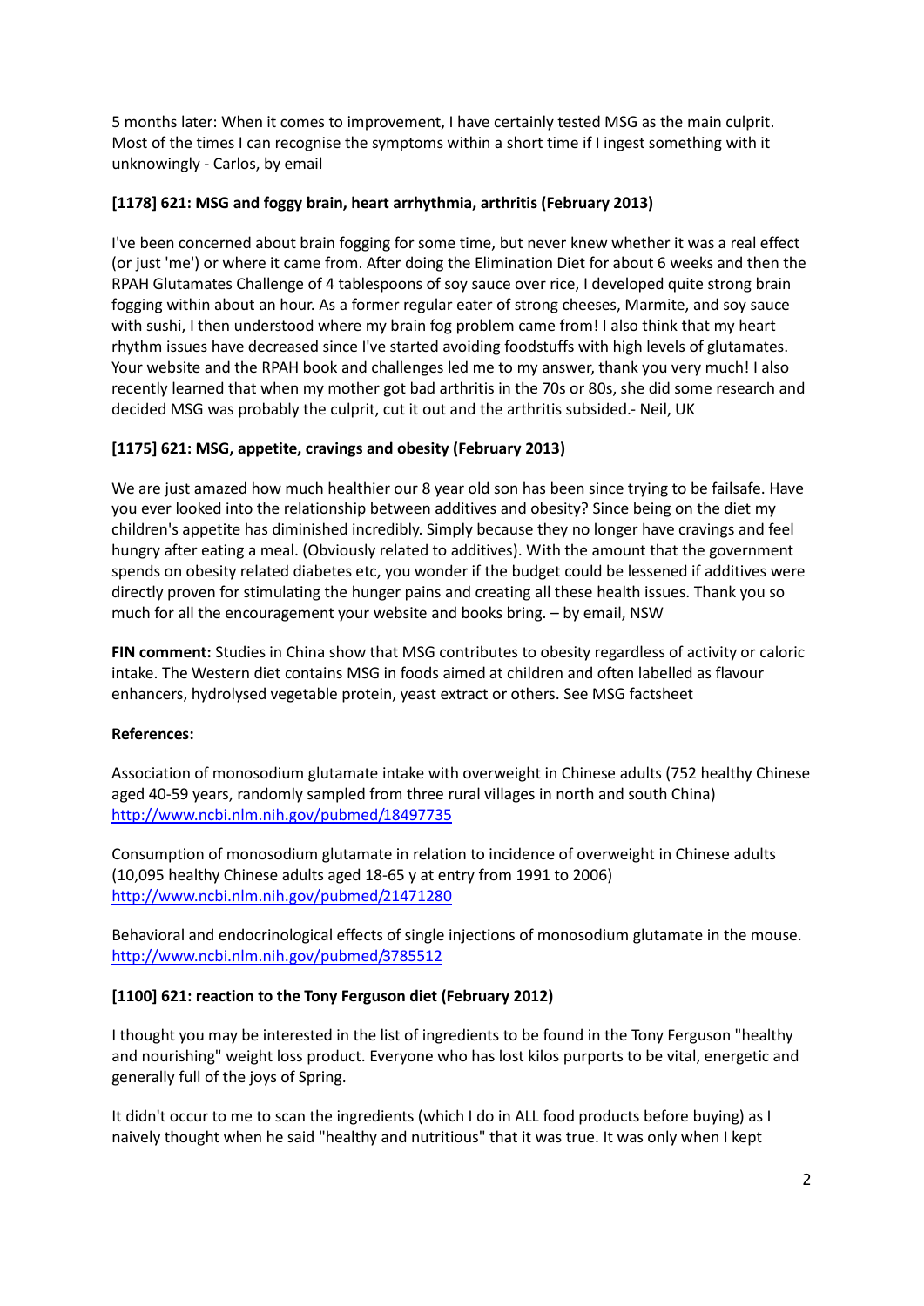5 months later: When it comes to improvement, I have certainly tested MSG as the main culprit. Most of the times I can recognise the symptoms within a short time if I ingest something with it unknowingly - Carlos, by email

**[1178] 621: MSG and foggy brain, heart arrhythmia, arthritis (February 2013)**

I've been concerned about brain fogging for some time, but never knew whether it was a real effect (or just 'me') or where it came from. After doing the Elimination Diet for about 6 weeks and then the RPAH Glutamates Challenge of 4 tablespoons of soy sauce over rice, I developed quite strong brain fogging within about an hour. As a former regular eater of strong cheeses, Marmite, and soy sauce with sushi, I then understood where my brain fog problem came from! I also think that my heart rhythm issues have decreased since I've started avoiding foodstuffs with high levels of glutamates. Your website and the RPAH book and challenges led me to my answer, thank you very much! I also recently learned that when my mother got bad arthritis in the 70s or 80s, she did some research and decided MSG was probably the culprit, cut it out and the arthritis subsided.- Neil, UK

**[1175] 621: MSG, appetite, cravings and obesity (February 2013)**

We are just amazed how much healthier our 8 year old son has been since trying to be failsafe. Have you ever looked into the relationship between additives and obesity? Since being on the diet my children's appetite has diminished incredibly. Simply because they no longer have cravings and feel hungry after eating a meal. (Obviously related to additives). With the amount that the government spends on obesity related diabetes etc, you wonder if the budget could be lessened if additives were directly proven for stimulating the hunger pains and creating all these health issues. Thank you so much for all the encouragement your website and books bring. – by email, NSW

**FIN comment:** Studies in China show that MSG contributes to obesity regardless of activity or caloric intake. The Western diet contains MSG in foods aimed at children and often labelled as flavour enhancers, hydrolysed vegetable protein, yeast extract or others. See MSG factsheet

**References:**

Association of monosodium glutamate intake with overweight in Chinese adults (752 healthy Chinese aged 40-59 years, randomly sampled from three rural villages in north and south China) http://www.ncbi.nlm.nih.gov/pubmed/18497735

Consumption of monosodium glutamate in relation to incidence of overweight in Chinese adults (10,095 healthy Chinese adults aged 18-65 y at entry from 1991 to 2006) http://www.ncbi.nlm.nih.gov/pubmed/21471280

Behavioral and endocrinological effects of single injections of monosodium glutamate in the mouse. http://www.ncbi.nlm.nih.gov/pubmed/3785512

**[1100] 621: reaction to the Tony Ferguson diet (February 2012)**

I thought you may be interested in the list of ingredients to be found in the Tony Ferguson "healthy and nourishing" weight loss product. Everyone who has lost kilos purports to be vital, energetic and generally full of the joys of Spring.

It didn't occur to me to scan the ingredients (which I do in ALL food products before buying) as I naively thought when he said "healthy and nutritious" that it was true. It was only when I kept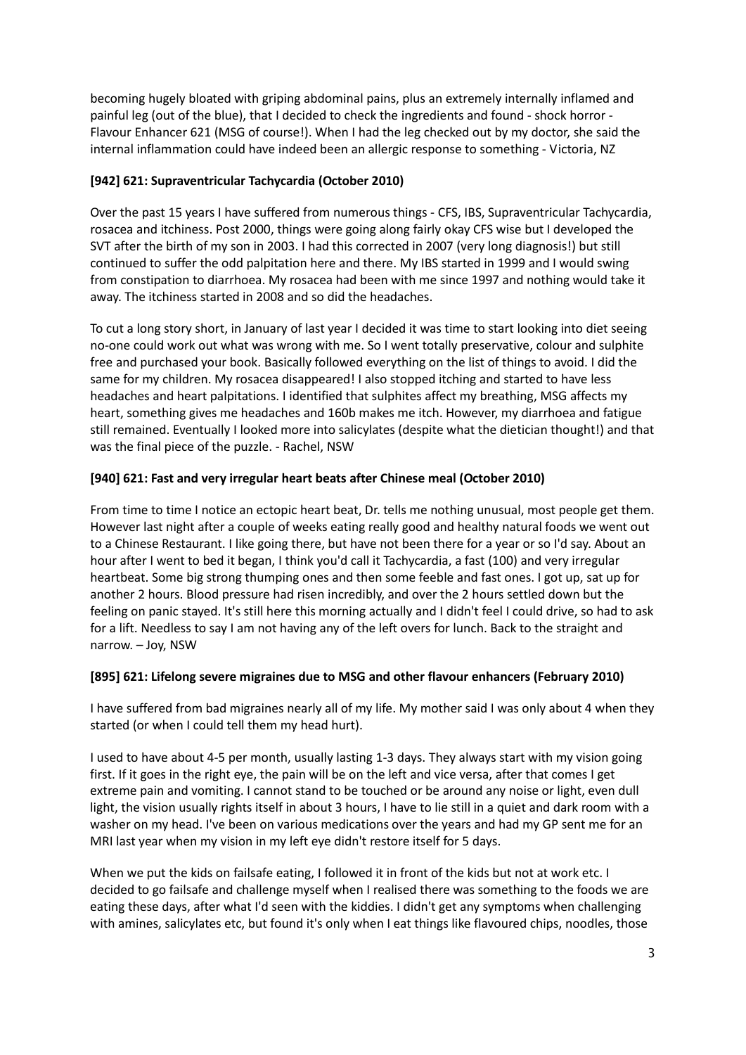becoming hugely bloated with griping abdominal pains, plus an extremely internally inflamed and painful leg (out of the blue), that I decided to check the ingredients and found - shock horror - Flavour Enhancer 621 (MSG of course!). When I had the leg checked out by my doctor, she said the internal inflammation could have indeed been an allergic response to something - Victoria, NZ

### [942] 621: Supraventricular Tachycardia (October 2010)

Over the past 15 years I have suffered from numerous things - CFS, IBS, Supraventricular Tachycardia, rosacea and itchiness. Post 2000, things were going along fairly okay CFS wise but I developed the SVT after the birth of my son in 2003. I had this corrected in 2007 (very long diagnosis!) but still continued to suffer the odd palpitation here and there. My IBS started in 1999 and I would swing from constipation to diarrhoea. My rosacea had been with me since 1997 and nothing would take it away. The itchiness started in 2008 and so did the headaches.

To cut a long story short, in January of last year I decided it was time to start looking into diet seeing no-one could work out what was wrong with me. So I went totally preservative, colour and sulphite free and purchased your book. Basically followed everything on the list of things to avoid. I did the same for my children. My rosacea disappeared! I also stopped itching and started to have less headaches and heart palpitations. I identified that sulphites affect my breathing, MSG affects my heart, something gives me headaches and 160b makes me itch. However, my diarrhoea and fatigue still remained. Eventually I looked more into salicylates (despite what the dietician thought!) and that was the final piece of the puzzle. - Rachel, NSW

### [940] 621: Fast and very irregular heart beats after Chinese meal (October 2010)

From time to time I notice an ectopic heart beat, Dr. tells me nothing unusual, most people get them. However last night after a couple of weeks eating really good and healthy natural foods we went out to a Chinese Restaurant. I like going there, but have not been there for a year or so I'd say. About an hour after I went to bed it began, I think you'd call it Tachycardia, a fast (100) and very irregular heartbeat. Some big strong thumping ones and then some feeble and fast ones. I got up, sat up for another 2 hours. Blood pressure had risen incredibly, and over the 2 hours settled down but the feeling on panic stayed. It's still here this morning actually and I didn't feel I could drive, so had to ask for a lift. Needless to say I am not having any of the left overs for lunch. Back to the straight and narrow. – Joy, NSW

### [895] 621: Lifelong severe migraines due to MSG and other flavour enhancers (February 2010)

I have suffered from bad migraines nearly all of my life. My mother said I was only about 4 when they started (or when I could tell them my head hurt).

I used to have about 4-5 per month, usually lasting 1-3 days. They always start with my vision going first. If it goes in the right eye, the pain will be on the left and vice versa, after that comes I get extreme pain and vomiting. I cannot stand to be touched or be around any noise or light, even dull light, the vision usually rights itself in about 3 hours, I have to lie still in a quiet and dark room with a washer on my head. I've been on various medications over the years and had my GP sent me for an MRI last year when my vision in my left eye didn't restore itself for 5 days.

When we put the kids on failsafe eating, I followed it in front of the kids but not at work etc. I decided to go failsafe and challenge myself when I realised there was something to the foods we are eating these days, after what I'd seen with the kiddies. I didn't get any symptoms when challenging with amines, salicylates etc, but found it's only when I eat things like flavoured chips, noodles, those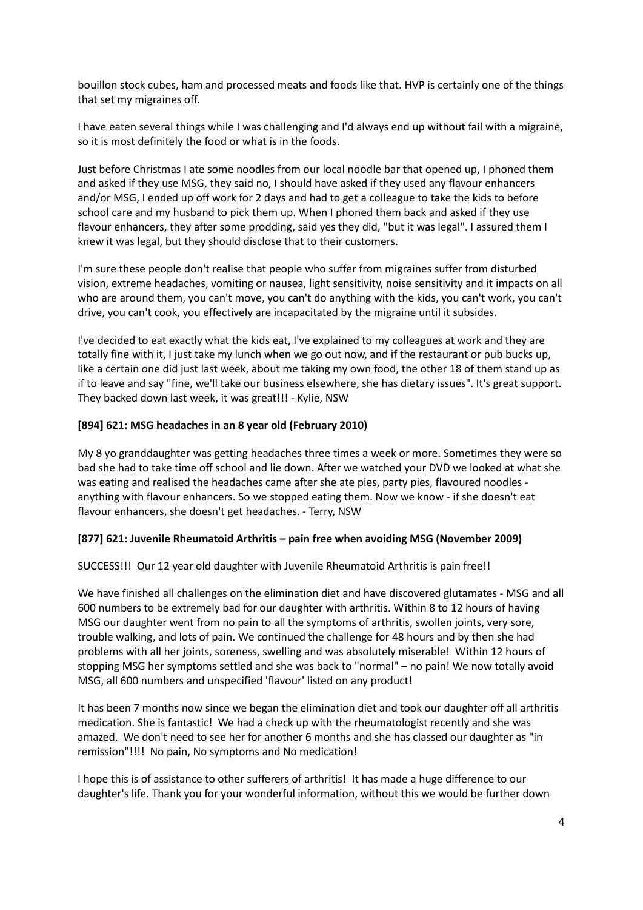bouillon stock cubes, ham and processed meats and foods like that. HVP is certainly one of the things that set my migraines off.

I have eaten several things while I was challenging and I'd always end up without fail with a migraine, so it is most definitely the food or what is in the foods.

Just before Christmas I ate some noodles from our local noodle bar that opened up, I phoned them and asked if they use MSG, they said no, I should have asked if they used any flavour enhancers and/or MSG, I ended up off work for 2 days and had to get a colleague to take the kids to before school care and my husband to pick them up. When I phoned them back and asked if they use flavour enhancers, they after some prodding, said yes they did, "but it was legal". I assured them I knew it was legal, but they should disclose that to their customers.

I'm sure these people don't realise that people who suffer from migraines suffer from disturbed vision, extreme headaches, vomiting or nausea, light sensitivity, noise sensitivity and it impacts on all who are around them, you can't move, you can't do anything with the kids, you can't work, you can't drive, you can't cook, you effectively are incapacitated by the migraine until it subsides.

I've decided to eat exactly what the kids eat, I've explained to my colleagues at work and they are totally fine with it, I just take my lunch when we go out now, and if the restaurant or pub bucks up, like a certain one did just last week, about me taking my own food, the other 18 of them stand up as if to leave and say "fine, we'll take our business elsewhere, she has dietary issues". It's great support. They backed down last week, it was great!!! - Kylie, NSW

**[894] 621: MSG headaches in an 8 year old (February 2010)**

My 8 yo granddaughter was getting headaches three times a week or more. Sometimes they were so bad she had to take time off school and lie down. After we watched your DVD we looked at what she was eating and realised the headaches came after she ate pies, party pies, flavoured noodles - anything with flavour enhancers. So we stopped eating them. Now we know - if she doesn't eat flavour enhancers, she doesn't get headaches. - Terry, NSW

**[877] 621: Juvenile Rheumatoid Arthritis – pain free when avoiding MSG (November 2009)**

SUCCESS!!! Our 12 year old daughter with Juvenile Rheumatoid Arthritis is pain free!!

We have finished all challenges on the elimination diet and have discovered glutamates - MSG and all 600 numbers to be extremely bad for our daughter with arthritis. Within 8 to 12 hours of having MSG our daughter went from no pain to all the symptoms of arthritis, swollen joints, very sore, trouble walking, and lots of pain. We continued the challenge for 48 hours and by then she had problems with all her joints, soreness, swelling and was absolutely miserable! Within 12 hours of stopping MSG her symptoms settled and she was back to "normal" – no pain! We now totally avoid MSG, all 600 numbers and unspecified 'flavour' listed on any product!

It has been 7 months now since we began the elimination diet and took our daughter off all arthritis medication. She is fantastic! We had a check up with the rheumatologist recently and she was amazed. We don't need to see her for another 6 months and she has classed our daughter as "in remission"!!!! No pain, No symptoms and No medication!

I hope this is of assistance to other sufferers of arthritis! It has made a huge difference to our daughter's life. Thank you for your wonderful information, without this we would be further down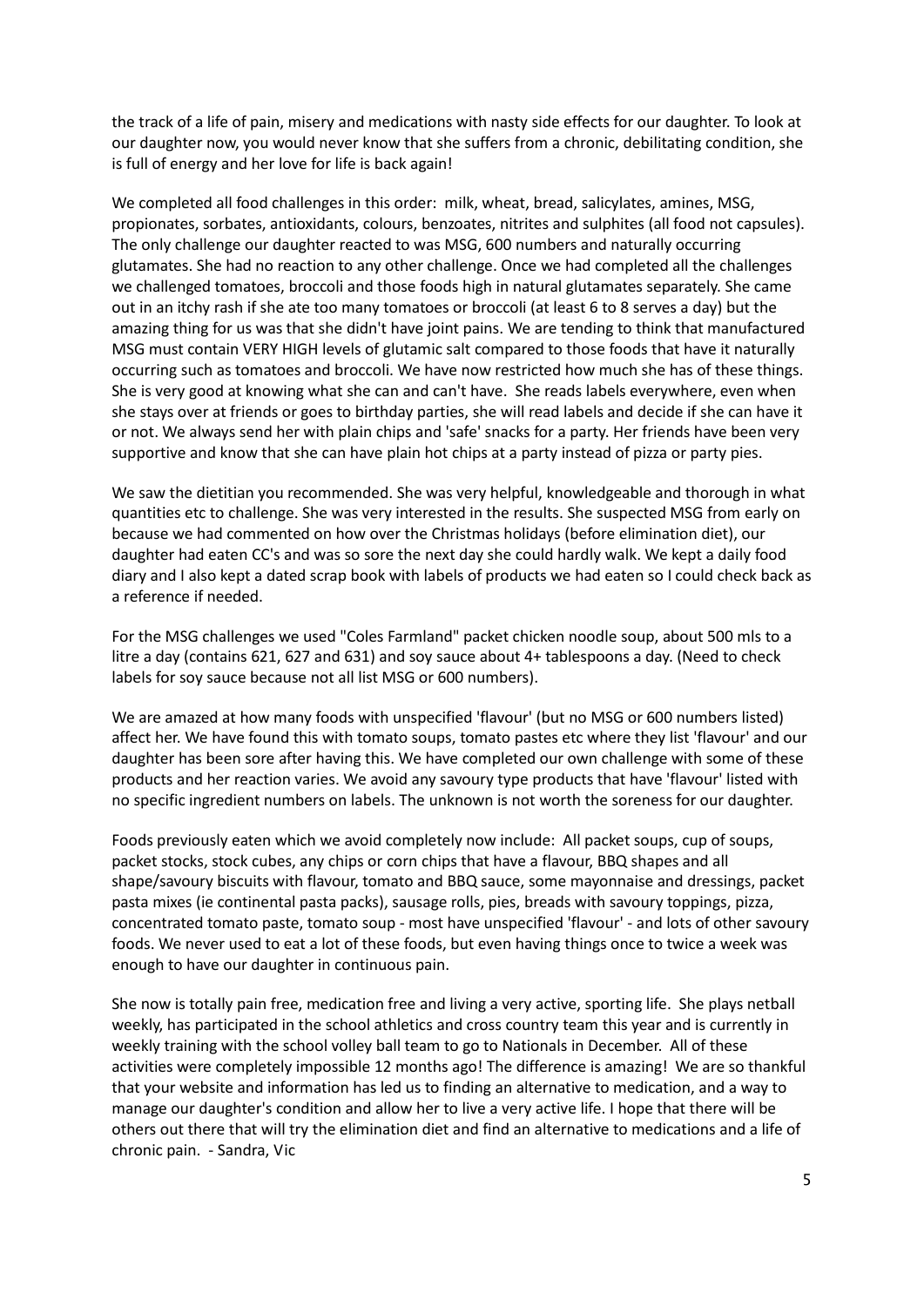the track of a life of pain, misery and medications with nasty side effects for our daughter. To look at our daughter now, you would never know that she suffers from a chronic, debilitating condition, she is full of energy and her love for life is back again!

We completed all food challenges in this order: milk, wheat, bread, salicylates, amines, MSG, propionates, sorbates, antioxidants, colours, benzoates, nitrites and sulphites (all food not capsules). The only challenge our daughter reacted to was MSG, 600 numbers and naturally occurring glutamates. She had no reaction to any other challenge. Once we had completed all the challenges we challenged tomatoes, broccoli and those foods high in natural glutamates separately. She came out in an itchy rash if she ate too many tomatoes or broccoli (at least 6 to 8 serves a day) but the amazing thing for us was that she didn't have joint pains. We are tending to think that manufactured MSG must contain VERY HIGH levels of glutamic salt compared to those foods that have it naturally occurring such as tomatoes and broccoli. We have now restricted how much she has of these things. She is very good at knowing what she can and can't have. She reads labels everywhere, even when she stays over at friends or goes to birthday parties, she will read labels and decide if she can have it or not. We always send her with plain chips and 'safe' snacks for a party. Her friends have been very supportive and know that she can have plain hot chips at a party instead of pizza or party pies.

We saw the dietitian you recommended. She was very helpful, knowledgeable and thorough in what quantities etc to challenge. She was very interested in the results. She suspected MSG from early on because we had commented on how over the Christmas holidays (before elimination diet), our daughter had eaten CC's and was so sore the next day she could hardly walk. We kept a daily food diary and I also kept a dated scrap book with labels of products we had eaten so I could check back as a reference if needed.

For the MSG challenges we used "Coles Farmland" packet chicken noodle soup, about 500 mls to a litre a day (contains 621, 627 and 631) and soy sauce about 4+ tablespoons a day. (Need to check labels for soy sauce because not all list MSG or 600 numbers).

We are amazed at how many foods with unspecified 'flavour' (but no MSG or 600 numbers listed) affect her. We have found this with tomato soups, tomato pastes etc where they list 'flavour' and our daughter has been sore after having this. We have completed our own challenge with some of these products and her reaction varies. We avoid any savoury type products that have 'flavour' listed with no specific ingredient numbers on labels. The unknown is not worth the soreness for our daughter.

Foods previously eaten which we avoid completely now include: All packet soups, cup of soups, packet stocks, stock cubes, any chips or corn chips that have a flavour, BBQ shapes and all shape/savoury biscuits with flavour, tomato and BBQ sauce, some mayonnaise and dressings, packet pasta mixes (ie continental pasta packs), sausage rolls, pies, breads with savoury toppings, pizza, concentrated tomato paste, tomato soup - most have unspecified 'flavour' - and lots of other savoury foods. We never used to eat a lot of these foods, but even having things once to twice a week was enough to have our daughter in continuous pain.

She now is totally pain free, medication free and living a very active, sporting life. She plays netball weekly, has participated in the school athletics and cross country team this year and is currently in weekly training with the school volley ball team to go to Nationals in December. All of these activities were completely impossible 12 months ago! The difference is amazing! We are so thankful that your website and information has led us to finding an alternative to medication, and a way to manage our daughter's condition and allow her to live a very active life. I hope that there will be others out there that will try the elimination diet and find an alternative to medications and a life of chronic pain. - Sandra, Vic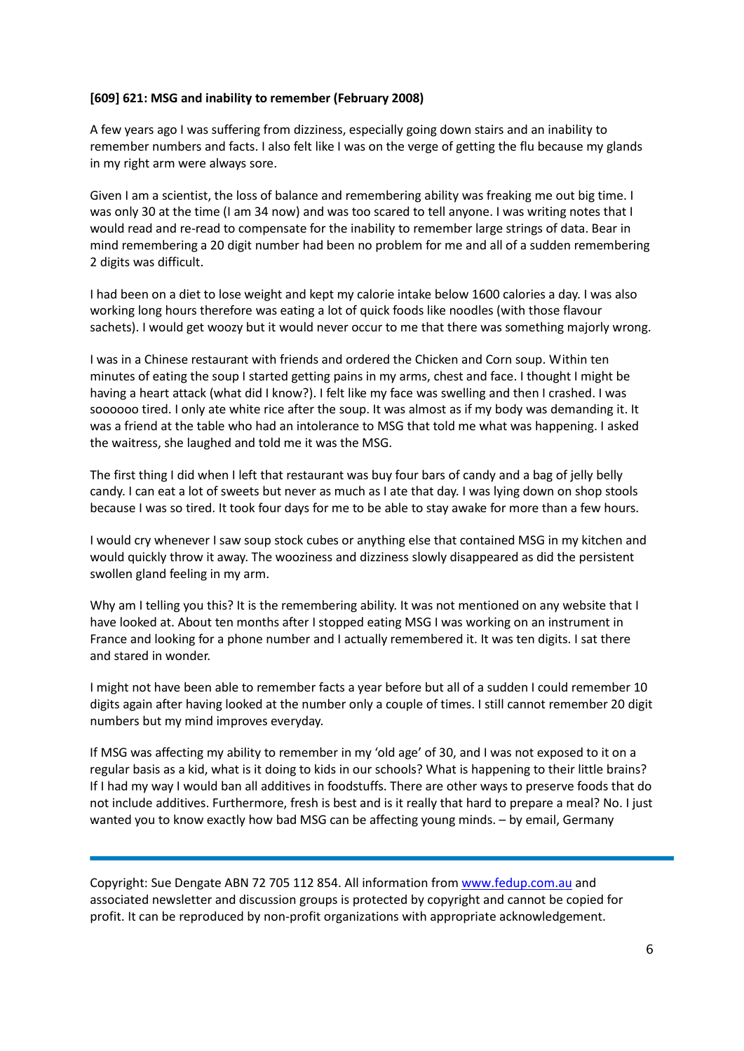**[609] 621: MSG and inability to remember (February 2008)**

A few years ago I was suffering from dizziness, especially going down stairs and an inability to remember numbers and facts. I also felt like I was on the verge of getting the flu because my glands in my right arm were always sore.

Given I am a scientist, the loss of balance and remembering ability was freaking me out big time. I was only 30 at the time (I am 34 now) and was too scared to tell anyone. I was writing notes that I would read and re-read to compensate for the inability to remember large strings of data. Bear in mind remembering a 20 digit number had been no problem for me and all of a sudden remembering 2 digits was difficult.

I had been on a diet to lose weight and kept my calorie intake below 1600 calories a day. I was also working long hours therefore was eating a lot of quick foods like noodles (with those flavour sachets). I would get woozy but it would never occur to me that there was something majorly wrong.

I was in a Chinese restaurant with friends and ordered the Chicken and Corn soup. Within ten minutes of eating the soup I started getting pains in my arms, chest and face. I thought I might be having a heart attack (what did I know?). I felt like my face was swelling and then I crashed. I was soooooo tired. I only ate white rice after the soup. It was almost as if my body was demanding it. It was a friend at the table who had an intolerance to MSG that told me what was happening. I asked the waitress, she laughed and told me it was the MSG.

The first thing I did when I left that restaurant was buy four bars of candy and a bag of jelly belly candy. I can eat a lot of sweets but never as much as I ate that day. I was lying down on shop stools because I was so tired. It took four days for me to be able to stay awake for more than a few hours.

I would cry whenever I saw soup stock cubes or anything else that contained MSG in my kitchen and would quickly throw it away. The wooziness and dizziness slowly disappeared as did the persistent swollen gland feeling in my arm.

Why am I telling you this? It is the remembering ability. It was not mentioned on any website that I have looked at. About ten months after I stopped eating MSG I was working on an instrument in France and looking for a phone number and I actually remembered it. It was ten digits. I sat there and stared in wonder.

I might not have been able to remember facts a year before but all of a sudden I could remember 10 digits again after having looked at the number only a couple of times. I still cannot remember 20 digit numbers but my mind improves everyday.

If MSG was affecting my ability to remember in my 'old age' of 30, and I was not exposed to it on a regular basis as a kid, what is it doing to kids in our schools? What is happening to their little brains? If I had my way I would ban all additives in foodstuffs. There are other ways to preserve foods that do not include additives. Furthermore, fresh is best and is it really that hard to prepare a meal? No. I just wanted you to know exactly how bad MSG can be affecting young minds. – by email, Germany

---

Copyright: Sue Dengate ABN 72 705 112 854. All information from www.fedup.com.au and associated newsletter and discussion groups is protected by copyright and cannot be copied for profit. It can be reproduced by non-profit organizations with appropriate acknowledgement.